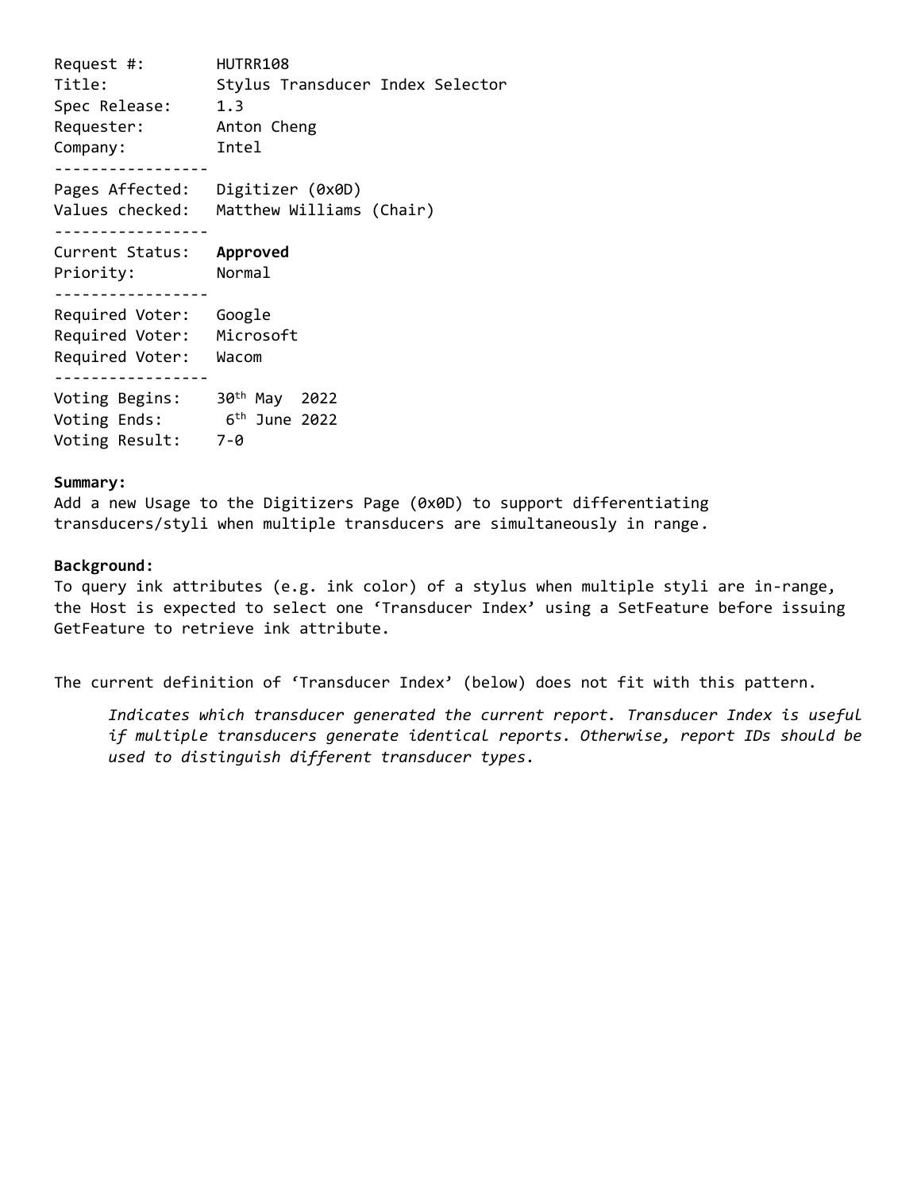```
Request #:        HUTRR108
Title:            Stylus Transducer Index Selector
Spec Release:     1.3
Requester:        Anton Cheng
Company:          Intel
-----------------
Pages Affected:   Digitizer (0x0D)
Values checked:   Matthew Williams (Chair)
-----------------
Current Status:   Approved
Priority:         Normal
-----------------
Required Voter:   Google
Required Voter:   Microsoft
Required Voter:   Wacom
-----------------
Voting Begins:    30th May  2022
Voting Ends:       6th June 2022
Voting Result:    7-0
```

**Summary:**

Add a new Usage to the Digitizers Page (0x0D) to support differentiating transducers/styli when multiple transducers are simultaneously in range.

**Background:**

To query ink attributes (e.g. ink color) of a stylus when multiple styli are in-range, the Host is expected to select one 'Transducer Index' using a SetFeature before issuing GetFeature to retrieve ink attribute.

The current definition of 'Transducer Index' (below) does not fit with this pattern.

> *Indicates which transducer generated the current report. Transducer Index is useful if multiple transducers generate identical reports. Otherwise, report IDs should be used to distinguish different transducer types.*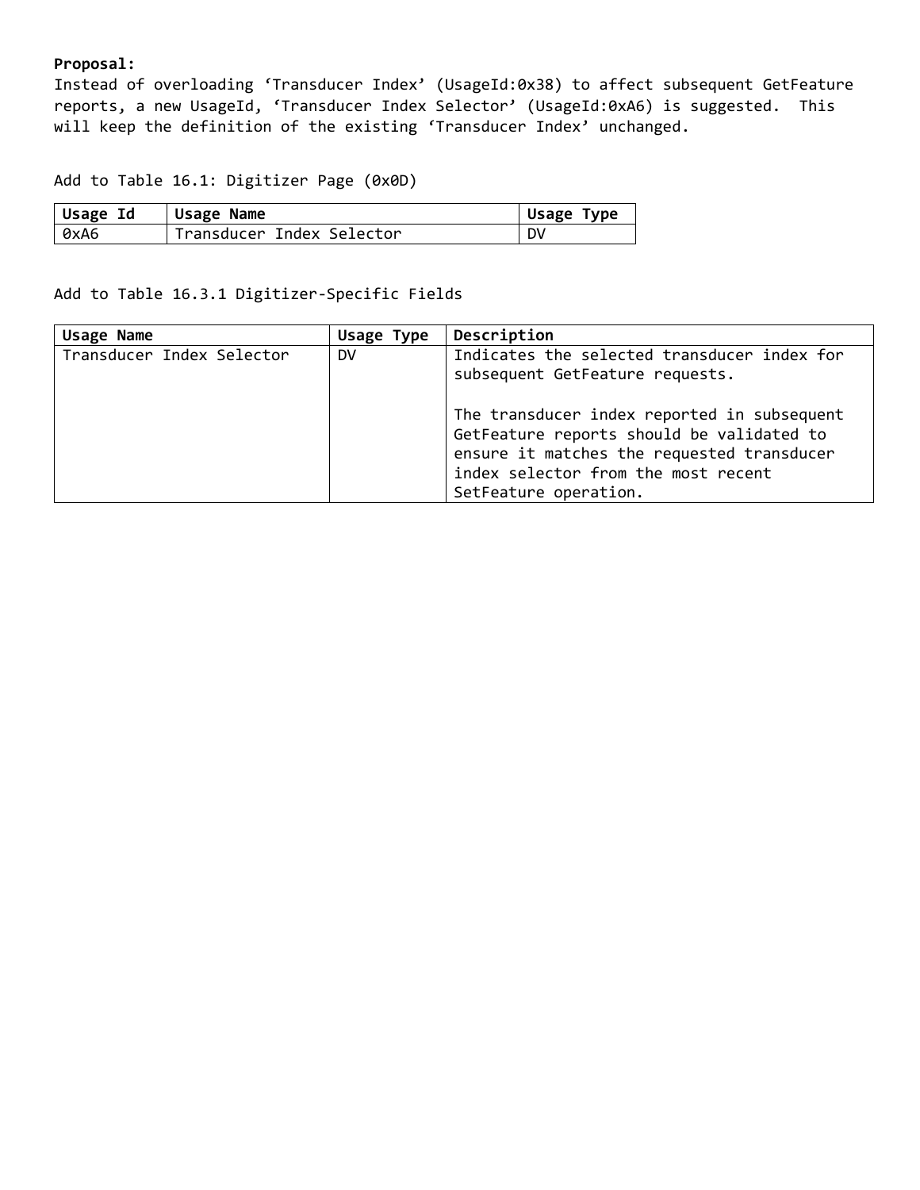**Proposal:**

Instead of overloading 'Transducer Index' (UsageId:0x38) to affect subsequent GetFeature reports, a new UsageId, 'Transducer Index Selector' (UsageId:0xA6) is suggested. This will keep the definition of the existing 'Transducer Index' unchanged.

Add to Table 16.1: Digitizer Page (0x0D)

| Usage Id | Usage Name | Usage Type |
| --- | --- | --- |
| 0xA6 | Transducer Index Selector | DV |

Add to Table 16.3.1 Digitizer-Specific Fields

| Usage Name | Usage Type | Description |
| --- | --- | --- |
| Transducer Index Selector | DV | Indicates the selected transducer index for subsequent GetFeature requests.<br><br>The transducer index reported in subsequent GetFeature reports should be validated to ensure it matches the requested transducer index selector from the most recent SetFeature operation. |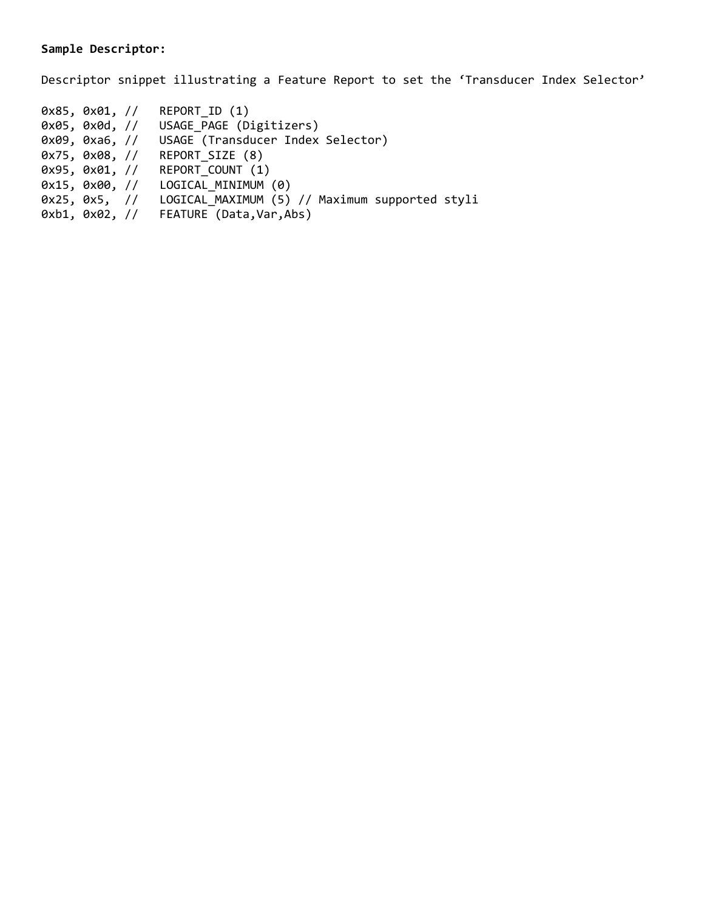**Sample Descriptor:**

Descriptor snippet illustrating a Feature Report to set the ‘Transducer Index Selector’

```
0x85, 0x01, //   REPORT_ID (1)
0x05, 0x0d, //   USAGE_PAGE (Digitizers)
0x09, 0xa6, //   USAGE (Transducer Index Selector)
0x75, 0x08, //   REPORT_SIZE (8)
0x95, 0x01, //   REPORT_COUNT (1)
0x15, 0x00, //   LOGICAL_MINIMUM (0)
0x25, 0x5,  //   LOGICAL_MAXIMUM (5) // Maximum supported styli
0xb1, 0x02, //   FEATURE (Data,Var,Abs)
```